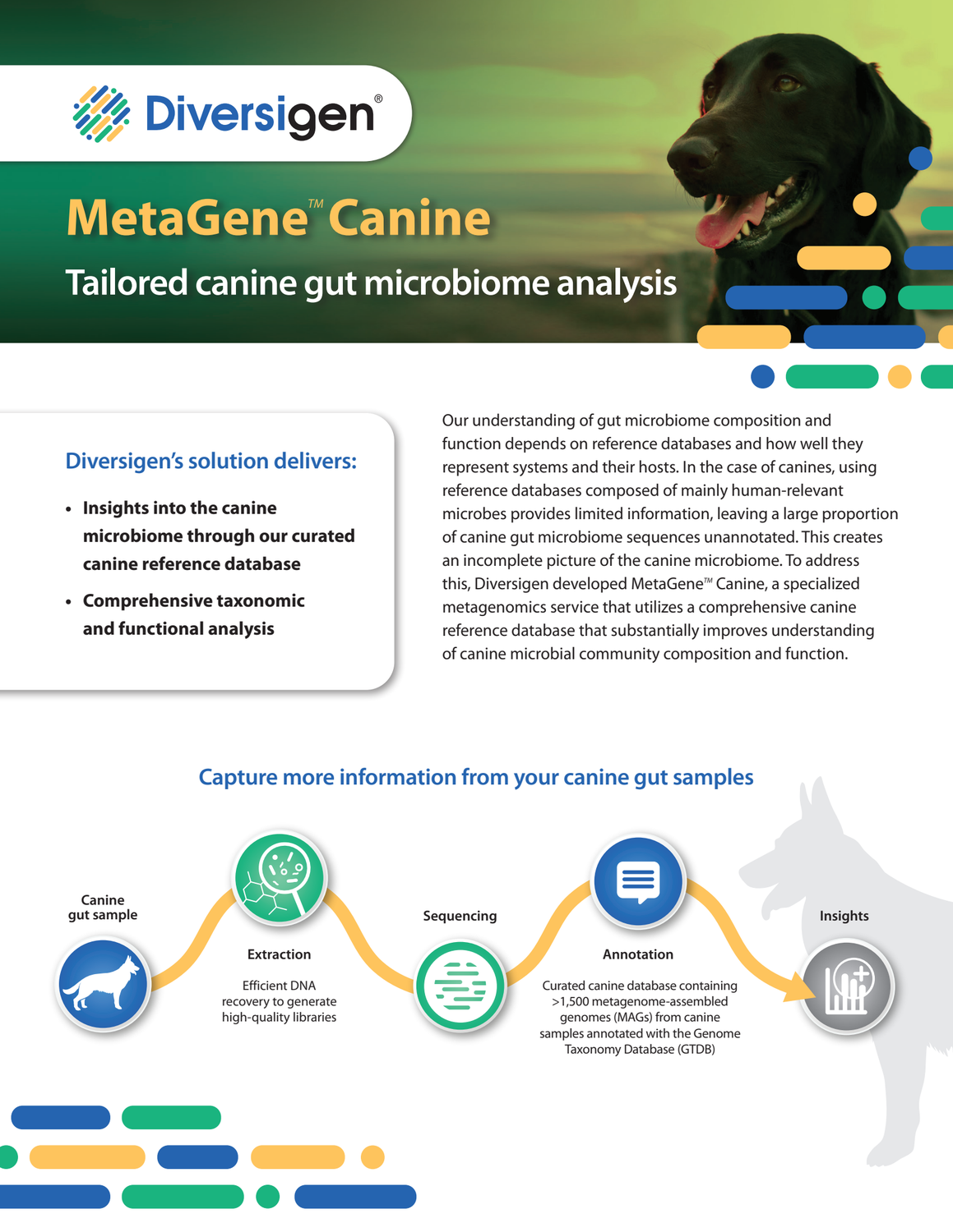Diversigen®

# MetaGene™ Canine

## Tailored canine gut microbiome analysis

### Diversigen's solution delivers:

- **Insights into the canine microbiome through our curated canine reference database**
- **Comprehensive taxonomic and functional analysis**

Our understanding of gut microbiome composition and function depends on reference databases and how well they represent systems and their hosts. In the case of canines, using reference databases composed of mainly human-relevant microbes provides limited information, leaving a large proportion of canine gut microbiome sequences unannotated. This creates an incomplete picture of the canine microbiome. To address this, Diversigen developed MetaGene™ Canine, a specialized metagenomics service that utilizes a comprehensive canine reference database that substantially improves understanding of canine microbial community composition and function.

## Capture more information from your canine gut samples

**Canine gut sample**

**Extraction**

Efficient DNA recovery to generate high-quality libraries

**Sequencing**

**Annotation**

Curated canine database containing >1,500 metagenome-assembled genomes (MAGs) from canine samples annotated with the Genome Taxonomy Database (GTDB)

**Insights**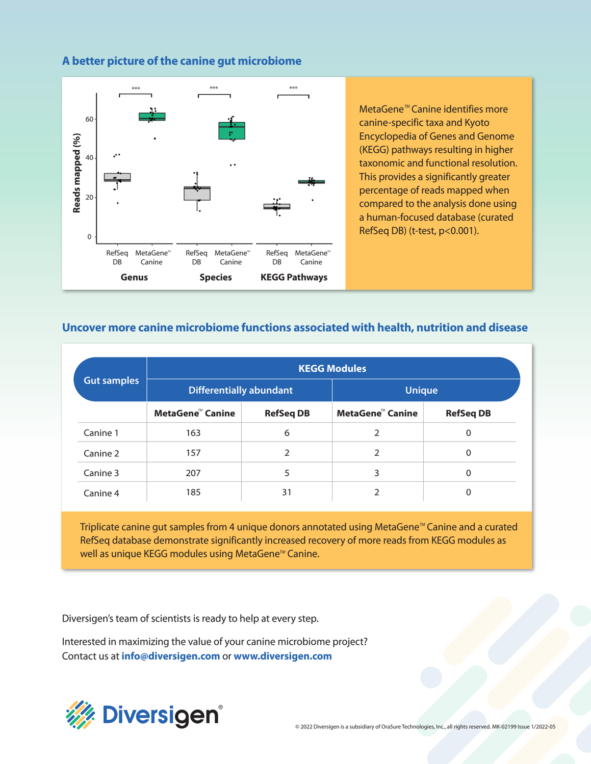## A better picture of the canine gut microbiome

Reads mapped (%)

0
20
40
60

\*\*\*
\*\*\*
\*\*\*

RefSeq DB
MetaGene™ Canine
RefSeq DB
MetaGene™ Canine
RefSeq DB
MetaGene™ Canine

**Genus**
**Species**
**KEGG Pathways**

MetaGene™ Canine identifies more canine-specific taxa and Kyoto Encyclopedia of Genes and Genome (KEGG) pathways resulting in higher taxonomic and functional resolution. This provides a significantly greater percentage of reads mapped when compared to the analysis done using a human-focused database (curated RefSeq DB) (t-test, $p<0.001$).

## Uncover more canine microbiome functions associated with health, nutrition and disease

| Gut samples | KEGG Modules | | | |
|---|---|---|---|---|
| | Differentially abundant | | Unique | |
| | MetaGene™ Canine | RefSeq DB | MetaGene™ Canine | RefSeq DB |
| Canine 1 | 163 | 6 | 2 | 0 |
| Canine 2 | 157 | 2 | 2 | 0 |
| Canine 3 | 207 | 5 | 3 | 0 |
| Canine 4 | 185 | 31 | 2 | 0 |

Triplicate canine gut samples from 4 unique donors annotated using MetaGene™ Canine and a curated RefSeq database demonstrate significantly increased recovery of more reads from KEGG modules as well as unique KEGG modules using MetaGene™ Canine.

Diversigen's team of scientists is ready to help at every step.

Interested in maximizing the value of your canine microbiome project?
Contact us at **info@diversigen.com** or **www.diversigen.com**

Diversigen®

© 2022 Diversigen is a subsidiary of OraSure Technologies, Inc., all rights reserved. MK-02199 Issue 1/2022-05